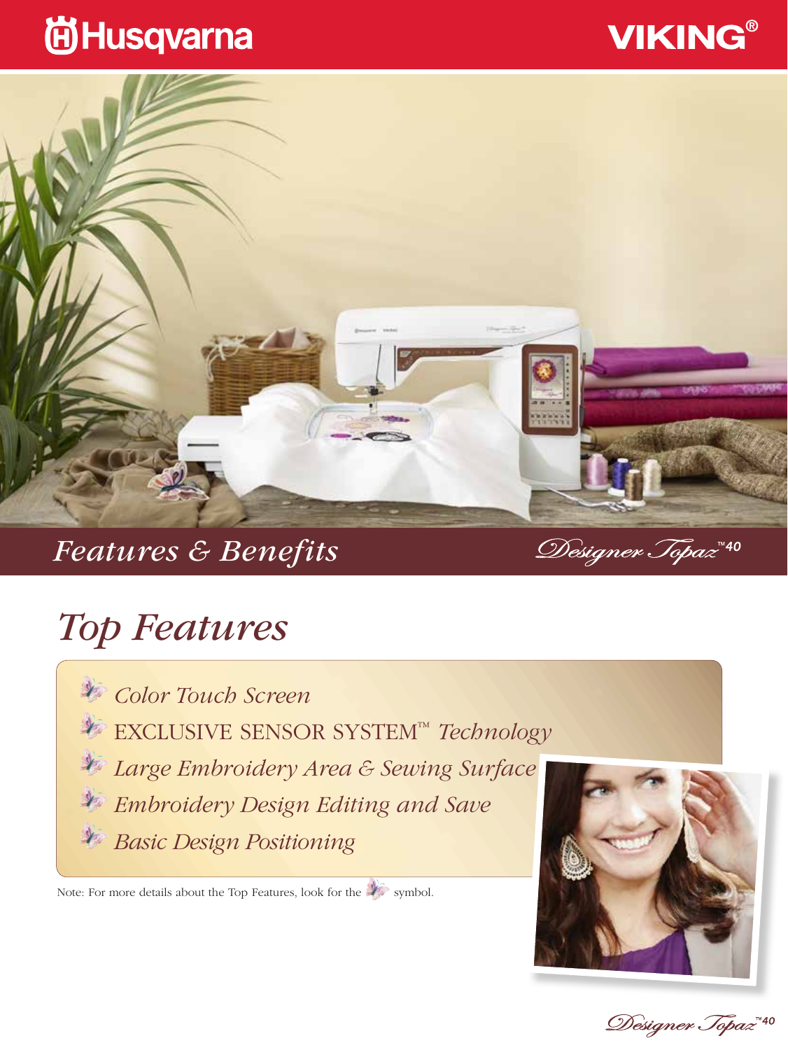Husqvarna VIKING®

# Features & Benefits

Designer Topaz™40

## Top Features

- *Color Touch Screen*
- EXCLUSIVE SENSOR SYSTEM™ *Technology*
- *Large Embroidery Area & Sewing Surface*
- *Embroidery Design Editing and Save*
- *Basic Design Positioning*

Note: For more details about the Top Features, look for the symbol.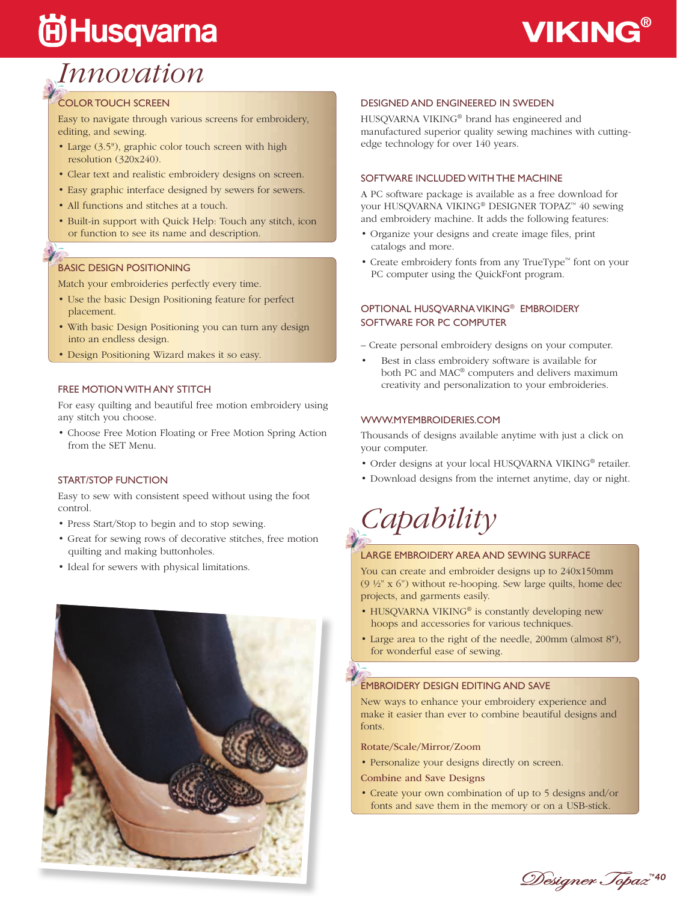# Innovation

### COLOR TOUCH SCREEN

Easy to navigate through various screens for embroidery, editing, and sewing.

- Large (3.5"), graphic color touch screen with high resolution (320x240).
- Clear text and realistic embroidery designs on screen.
- Easy graphic interface designed by sewers for sewers.
- All functions and stitches at a touch.
- Built-in support with Quick Help: Touch any stitch, icon or function to see its name and description.

### BASIC DESIGN POSITIONING

Match your embroideries perfectly every time.

- Use the basic Design Positioning feature for perfect placement.
- With basic Design Positioning you can turn any design into an endless design.
- Design Positioning Wizard makes it so easy.

### FREE MOTION WITH ANY STITCH

For easy quilting and beautiful free motion embroidery using any stitch you choose.

- Choose Free Motion Floating or Free Motion Spring Action from the SET Menu.

### START/STOP FUNCTION

Easy to sew with consistent speed without using the foot control.

- Press Start/Stop to begin and to stop sewing.
- Great for sewing rows of decorative stitches, free motion quilting and making buttonholes.
- Ideal for sewers with physical limitations.

### DESIGNED AND ENGINEERED IN SWEDEN

HUSQVARNA VIKING® brand has engineered and manufactured superior quality sewing machines with cutting-edge technology for over 140 years.

### SOFTWARE INCLUDED WITH THE MACHINE

A PC software package is available as a free download for your HUSQVARNA VIKING® DESIGNER TOPAZ™ 40 sewing and embroidery machine. It adds the following features:

- Organize your designs and create image files, print catalogs and more.
- Create embroidery fonts from any TrueType™ font on your PC computer using the QuickFont program.

### OPTIONAL HUSQVARNA VIKING® EMBROIDERY SOFTWARE FOR PC COMPUTER

– Create personal embroidery designs on your computer.

- Best in class embroidery software is available for both PC and MAC® computers and delivers maximum creativity and personalization to your embroideries.

### WWW.MYEMBROIDERIES.COM

Thousands of designs available anytime with just a click on your computer.

- Order designs at your local HUSQVARNA VIKING® retailer.
- Download designs from the internet anytime, day or night.

# Capability

### LARGE EMBROIDERY AREA AND SEWING SURFACE

You can create and embroider designs up to 240x150mm (9 ½" x 6") without re-hooping. Sew large quilts, home dec projects, and garments easily.

- HUSQVARNA VIKING® is constantly developing new hoops and accessories for various techniques.
- Large area to the right of the needle, 200mm (almost 8"), for wonderful ease of sewing.

### EMBROIDERY DESIGN EDITING AND SAVE

New ways to enhance your embroidery experience and make it easier than ever to combine beautiful designs and fonts.

**Rotate/Scale/Mirror/Zoom**

- Personalize your designs directly on screen.

**Combine and Save Designs**

- Create your own combination of up to 5 designs and/or fonts and save them in the memory or on a USB-stick.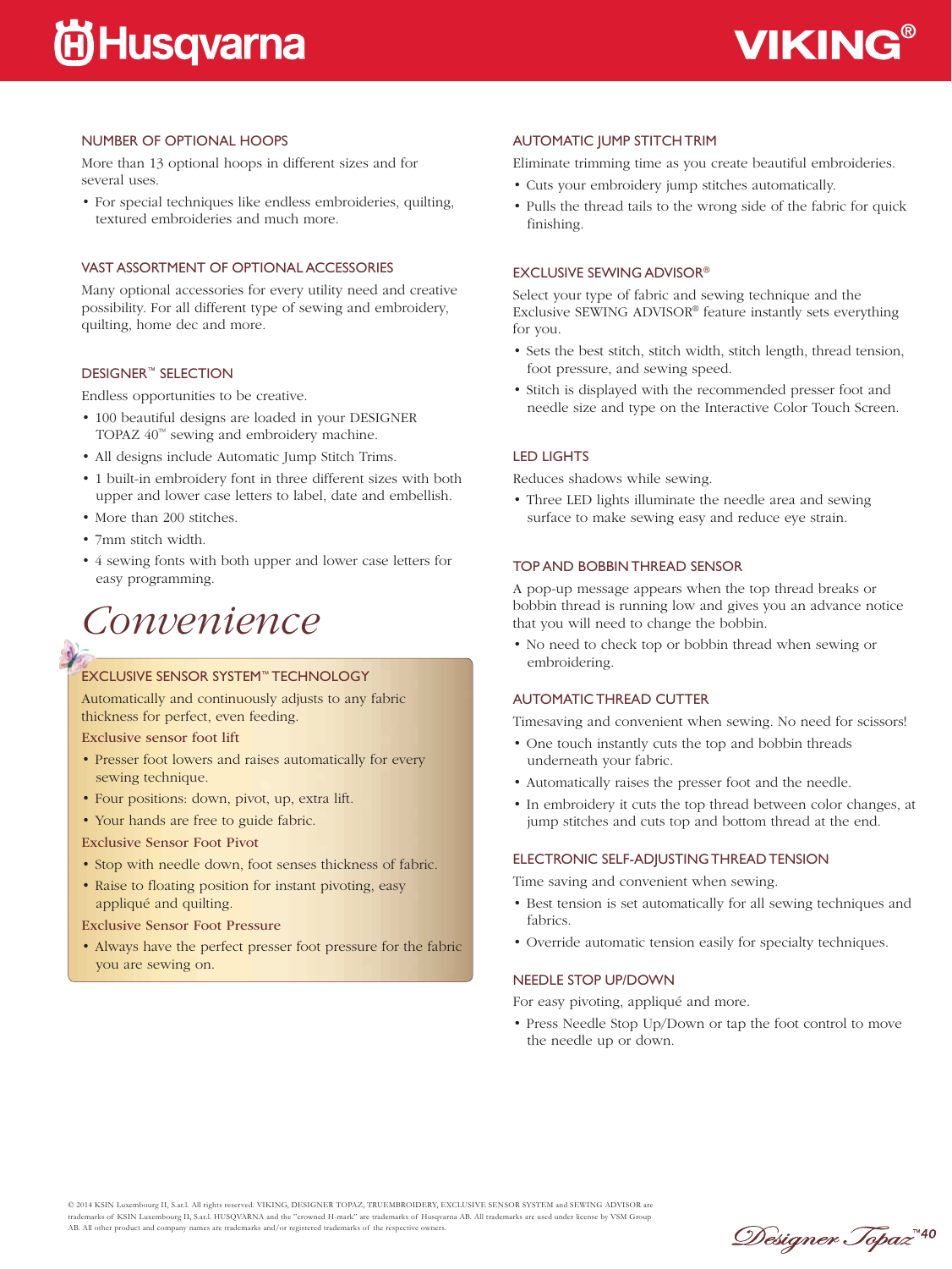### NUMBER OF OPTIONAL HOOPS

More than 13 optional hoops in different sizes and for several uses.

- For special techniques like endless embroideries, quilting, textured embroideries and much more.

### VAST ASSORTMENT OF OPTIONAL ACCESSORIES

Many optional accessories for every utility need and creative possibility. For all different type of sewing and embroidery, quilting, home dec and more.

### DESIGNER™ SELECTION

Endless opportunities to be creative.

- 100 beautiful designs are loaded in your DESIGNER TOPAZ 40™ sewing and embroidery machine.
- All designs include Automatic Jump Stitch Trims.
- 1 built-in embroidery font in three different sizes with both upper and lower case letters to label, date and embellish.
- More than 200 stitches.
- 7mm stitch width.
- 4 sewing fonts with both upper and lower case letters for easy programming.

## *Convenience*

### EXCLUSIVE SENSOR SYSTEM™ TECHNOLOGY

Automatically and continuously adjusts to any fabric thickness for perfect, even feeding.

**Exclusive sensor foot lift**

- Presser foot lowers and raises automatically for every sewing technique.
- Four positions: down, pivot, up, extra lift.
- Your hands are free to guide fabric.

**Exclusive Sensor Foot Pivot**

- Stop with needle down, foot senses thickness of fabric.
- Raise to floating position for instant pivoting, easy appliqué and quilting.

**Exclusive Sensor Foot Pressure**

- Always have the perfect presser foot pressure for the fabric you are sewing on.

### AUTOMATIC JUMP STITCH TRIM

Eliminate trimming time as you create beautiful embroideries.

- Cuts your embroidery jump stitches automatically.
- Pulls the thread tails to the wrong side of the fabric for quick finishing.

### EXCLUSIVE SEWING ADVISOR®

Select your type of fabric and sewing technique and the Exclusive SEWING ADVISOR® feature instantly sets everything for you.

- Sets the best stitch, stitch width, stitch length, thread tension, foot pressure, and sewing speed.
- Stitch is displayed with the recommended presser foot and needle size and type on the Interactive Color Touch Screen.

### LED LIGHTS

Reduces shadows while sewing.

- Three LED lights illuminate the needle area and sewing surface to make sewing easy and reduce eye strain.

### TOP AND BOBBIN THREAD SENSOR

A pop-up message appears when the top thread breaks or bobbin thread is running low and gives you an advance notice that you will need to change the bobbin.

- No need to check top or bobbin thread when sewing or embroidering.

### AUTOMATIC THREAD CUTTER

Timesaving and convenient when sewing. No need for scissors!

- One touch instantly cuts the top and bobbin threads underneath your fabric.
- Automatically raises the presser foot and the needle.
- In embroidery it cuts the top thread between color changes, at jump stitches and cuts top and bottom thread at the end.

### ELECTRONIC SELF-ADJUSTING THREAD TENSION

Time saving and convenient when sewing.

- Best tension is set automatically for all sewing techniques and fabrics.
- Override automatic tension easily for specialty techniques.

### NEEDLE STOP UP/DOWN

For easy pivoting, appliqué and more.

- Press Needle Stop Up/Down or tap the foot control to move the needle up or down.

© 2014 KSIN Luxembourg II, S.ar.l. All rights reserved. VIKING, DESIGNER TOPAZ, TRUEMBROIDERY, EXCLUSIVE SENSOR SYSTEM and SEWING ADVISOR are trademarks of KSIN Luxembourg II, S.ar.l. HUSQVARNA and the "crowned H-mark" are trademarks of Husqvarna AB. All trademarks are used under license by VSM Group AB. All other product and company names are trademarks and/or registered trademarks of the respective owners.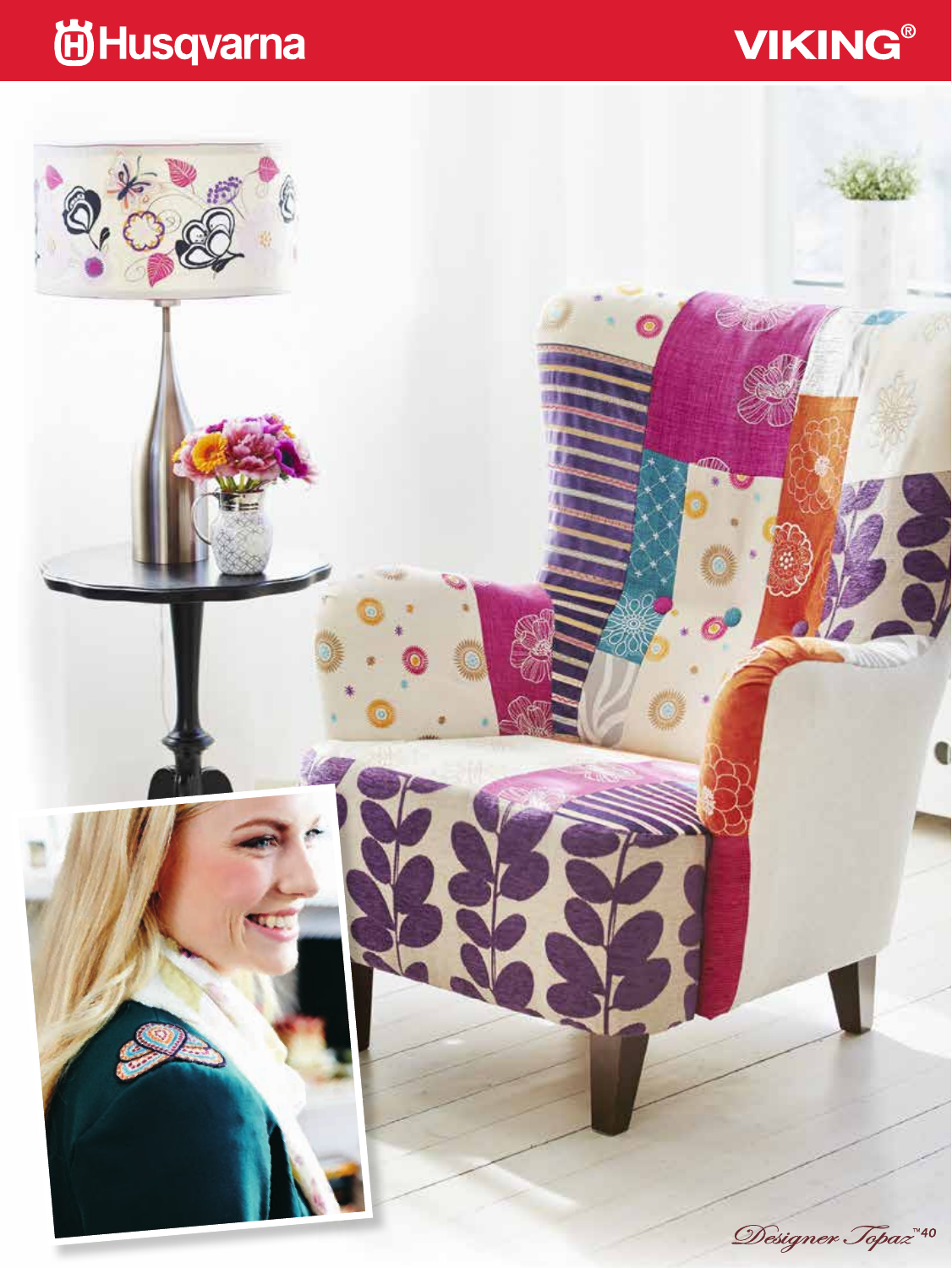Husqvarna

VIKING®

Designer Topaz™ 40